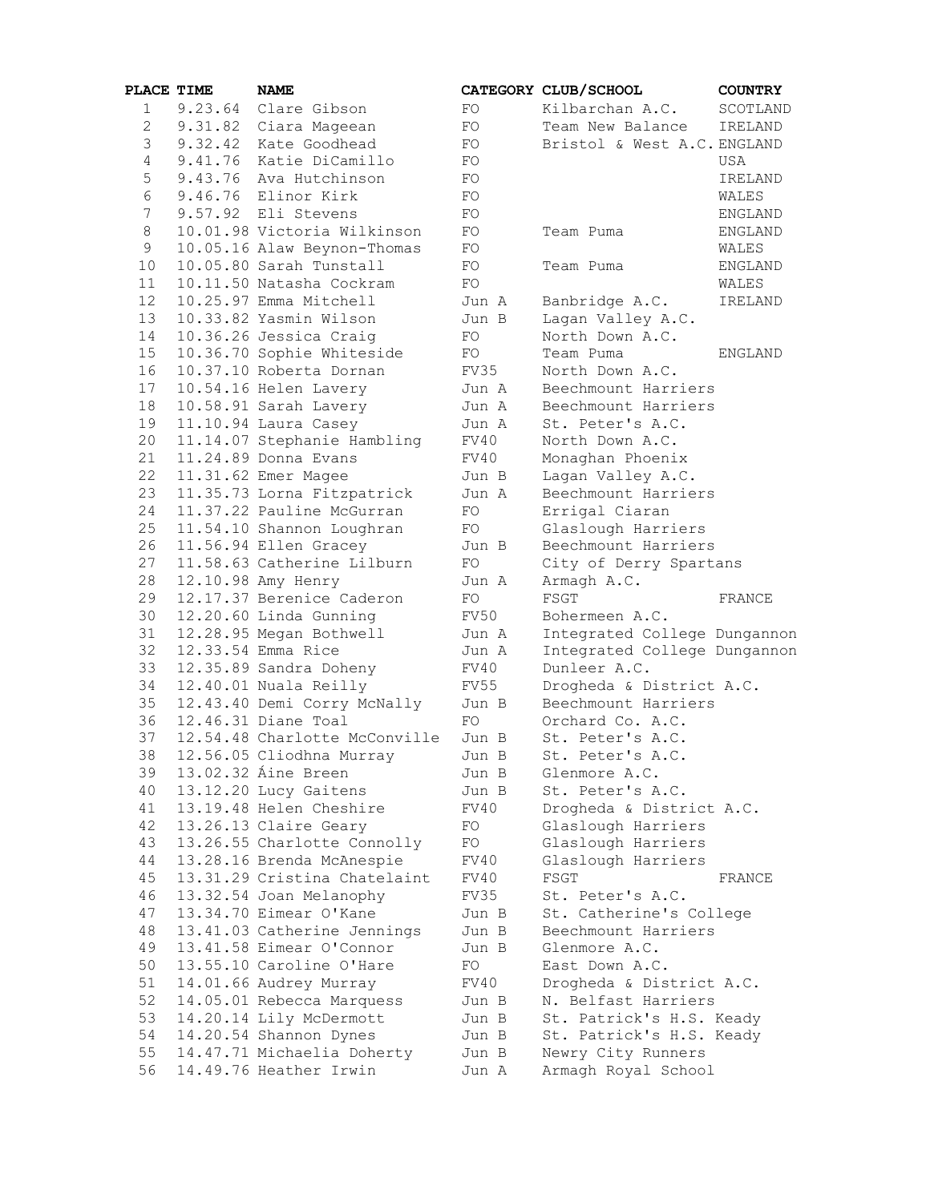| PLACE | TIME | NAME | CATEGORY | CLUB/SCHOOL | COUNTRY |
|---|---|---|---|---|---|
| 1 | 9.23.64 | Clare Gibson | FO | Kilbarchan A.C. | SCOTLAND |
| 2 | 9.31.82 | Ciara Mageean | FO | Team New Balance | IRELAND |
| 3 | 9.32.42 | Kate Goodhead | FO | Bristol & West A.C. | ENGLAND |
| 4 | 9.41.76 | Katie DiCamillo | FO | | USA |
| 5 | 9.43.76 | Ava Hutchinson | FO | | IRELAND |
| 6 | 9.46.76 | Elinor Kirk | FO | | WALES |
| 7 | 9.57.92 | Eli Stevens | FO | | ENGLAND |
| 8 | 10.01.98 | Victoria Wilkinson | FO | Team Puma | ENGLAND |
| 9 | 10.05.16 | Alaw Beynon-Thomas | FO | | WALES |
| 10 | 10.05.80 | Sarah Tunstall | FO | Team Puma | ENGLAND |
| 11 | 10.11.50 | Natasha Cockram | FO | | WALES |
| 12 | 10.25.97 | Emma Mitchell | Jun A | Banbridge A.C. | IRELAND |
| 13 | 10.33.82 | Yasmin Wilson | Jun B | Lagan Valley A.C. | |
| 14 | 10.36.26 | Jessica Craig | FO | North Down A.C. | |
| 15 | 10.36.70 | Sophie Whiteside | FO | Team Puma | ENGLAND |
| 16 | 10.37.10 | Roberta Dornan | FV35 | North Down A.C. | |
| 17 | 10.54.16 | Helen Lavery | Jun A | Beechmount Harriers | |
| 18 | 10.58.91 | Sarah Lavery | Jun A | Beechmount Harriers | |
| 19 | 11.10.94 | Laura Casey | Jun A | St. Peter's A.C. | |
| 20 | 11.14.07 | Stephanie Hambling | FV40 | North Down A.C. | |
| 21 | 11.24.89 | Donna Evans | FV40 | Monaghan Phoenix | |
| 22 | 11.31.62 | Emer Magee | Jun B | Lagan Valley A.C. | |
| 23 | 11.35.73 | Lorna Fitzpatrick | Jun A | Beechmount Harriers | |
| 24 | 11.37.22 | Pauline McGurran | FO | Errigal Ciaran | |
| 25 | 11.54.10 | Shannon Loughran | FO | Glaslough Harriers | |
| 26 | 11.56.94 | Ellen Gracey | Jun B | Beechmount Harriers | |
| 27 | 11.58.63 | Catherine Lilburn | FO | City of Derry Spartans | |
| 28 | 12.10.98 | Amy Henry | Jun A | Armagh A.C. | |
| 29 | 12.17.37 | Berenice Caderon | FO | FSGT | FRANCE |
| 30 | 12.20.60 | Linda Gunning | FV50 | Bohermeen A.C. | |
| 31 | 12.28.95 | Megan Bothwell | Jun A | Integrated College Dungannon | |
| 32 | 12.33.54 | Emma Rice | Jun A | Integrated College Dungannon | |
| 33 | 12.35.89 | Sandra Doheny | FV40 | Dunleer A.C. | |
| 34 | 12.40.01 | Nuala Reilly | FV55 | Drogheda & District A.C. | |
| 35 | 12.43.40 | Demi Corry McNally | Jun B | Beechmount Harriers | |
| 36 | 12.46.31 | Diane Toal | FO | Orchard Co. A.C. | |
| 37 | 12.54.48 | Charlotte McConville | Jun B | St. Peter's A.C. | |
| 38 | 12.56.05 | Cliodhna Murray | Jun B | St. Peter's A.C. | |
| 39 | 13.02.32 | Áine Breen | Jun B | Glenmore A.C. | |
| 40 | 13.12.20 | Lucy Gaitens | Jun B | St. Peter's A.C. | |
| 41 | 13.19.48 | Helen Cheshire | FV40 | Drogheda & District A.C. | |
| 42 | 13.26.13 | Claire Geary | FO | Glaslough Harriers | |
| 43 | 13.26.55 | Charlotte Connolly | FO | Glaslough Harriers | |
| 44 | 13.28.16 | Brenda McAnespie | FV40 | Glaslough Harriers | |
| 45 | 13.31.29 | Cristina Chatelaint | FV40 | FSGT | FRANCE |
| 46 | 13.32.54 | Joan Melanophy | FV35 | St. Peter's A.C. | |
| 47 | 13.34.70 | Eimear O'Kane | Jun B | St. Catherine's College | |
| 48 | 13.41.03 | Catherine Jennings | Jun B | Beechmount Harriers | |
| 49 | 13.41.58 | Eimear O'Connor | Jun B | Glenmore A.C. | |
| 50 | 13.55.10 | Caroline O'Hare | FO | East Down A.C. | |
| 51 | 14.01.66 | Audrey Murray | FV40 | Drogheda & District A.C. | |
| 52 | 14.05.01 | Rebecca Marquess | Jun B | N. Belfast Harriers | |
| 53 | 14.20.14 | Lily McDermott | Jun B | St. Patrick's H.S. Keady | |
| 54 | 14.20.54 | Shannon Dynes | Jun B | St. Patrick's H.S. Keady | |
| 55 | 14.47.71 | Michaelia Doherty | Jun B | Newry City Runners | |
| 56 | 14.49.76 | Heather Irwin | Jun A | Armagh Royal School | |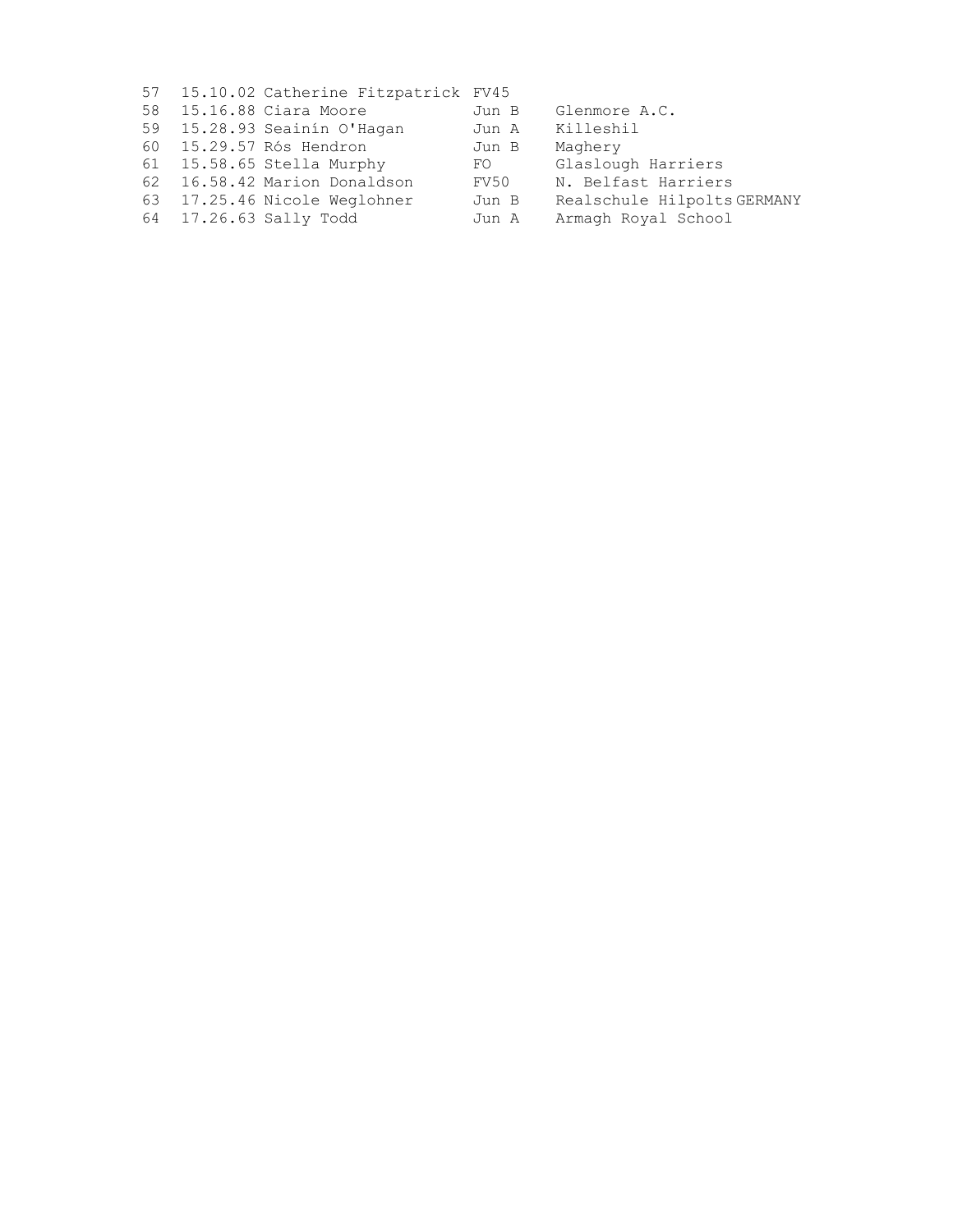| | | | | |
|---|---|---|---|---|
| 57 | 15.10.02 | Catherine Fitzpatrick | FV45 | |
| 58 | 15.16.88 | Ciara Moore | Jun B | Glenmore A.C. |
| 59 | 15.28.93 | Seainín O'Hagan | Jun A | Killeshil |
| 60 | 15.29.57 | Rós Hendron | Jun B | Maghery |
| 61 | 15.58.65 | Stella Murphy | FO | Glaslough Harriers |
| 62 | 16.58.42 | Marion Donaldson | FV50 | N. Belfast Harriers |
| 63 | 17.25.46 | Nicole Weglohner | Jun B | Realschule Hilpolts GERMANY |
| 64 | 17.26.63 | Sally Todd | Jun A | Armagh Royal School |